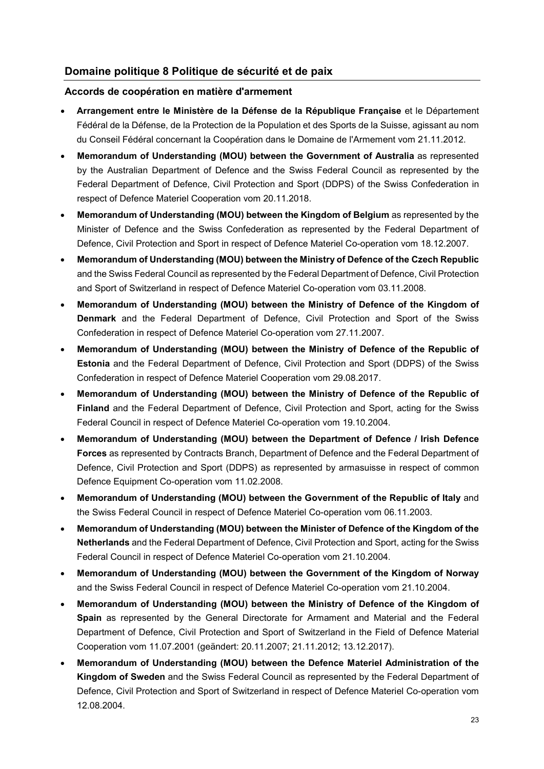## Domaine politique 8 Politique de sécurité et de paix

### Accords de coopération en matière d'armement

- **Arrangement entre le Ministère de la Défense de la République Française** et le Département Fédéral de la Défense, de la Protection de la Population et des Sports de la Suisse, agissant au nom du Conseil Fédéral concernant la Coopération dans le Domaine de l'Armement vom 21.11.2012.
- **Memorandum of Understanding (MOU) between the Government of Australia** as represented by the Australian Department of Defence and the Swiss Federal Council as represented by the Federal Department of Defence, Civil Protection and Sport (DDPS) of the Swiss Confederation in respect of Defence Materiel Cooperation vom 20.11.2018.
- **Memorandum of Understanding (MOU) between the Kingdom of Belgium** as represented by the Minister of Defence and the Swiss Confederation as represented by the Federal Department of Defence, Civil Protection and Sport in respect of Defence Materiel Co-operation vom 18.12.2007.
- **Memorandum of Understanding (MOU) between the Ministry of Defence of the Czech Republic** and the Swiss Federal Council as represented by the Federal Department of Defence, Civil Protection and Sport of Switzerland in respect of Defence Materiel Co-operation vom 03.11.2008.
- **Memorandum of Understanding (MOU) between the Ministry of Defence of the Kingdom of Denmark** and the Federal Department of Defence, Civil Protection and Sport of the Swiss Confederation in respect of Defence Materiel Co-operation vom 27.11.2007.
- **Memorandum of Understanding (MOU) between the Ministry of Defence of the Republic of Estonia** and the Federal Department of Defence, Civil Protection and Sport (DDPS) of the Swiss Confederation in respect of Defence Materiel Cooperation vom 29.08.2017.
- **Memorandum of Understanding (MOU) between the Ministry of Defence of the Republic of Finland** and the Federal Department of Defence, Civil Protection and Sport, acting for the Swiss Federal Council in respect of Defence Materiel Co-operation vom 19.10.2004.
- **Memorandum of Understanding (MOU) between the Department of Defence / Irish Defence Forces** as represented by Contracts Branch, Department of Defence and the Federal Department of Defence, Civil Protection and Sport (DDPS) as represented by armasuisse in respect of common Defence Equipment Co-operation vom 11.02.2008.
- **Memorandum of Understanding (MOU) between the Government of the Republic of Italy** and the Swiss Federal Council in respect of Defence Materiel Co-operation vom 06.11.2003.
- **Memorandum of Understanding (MOU) between the Minister of Defence of the Kingdom of the Netherlands** and the Federal Department of Defence, Civil Protection and Sport, acting for the Swiss Federal Council in respect of Defence Materiel Co-operation vom 21.10.2004.
- **Memorandum of Understanding (MOU) between the Government of the Kingdom of Norway** and the Swiss Federal Council in respect of Defence Materiel Co-operation vom 21.10.2004.
- **Memorandum of Understanding (MOU) between the Ministry of Defence of the Kingdom of Spain** as represented by the General Directorate for Armament and Material and the Federal Department of Defence, Civil Protection and Sport of Switzerland in the Field of Defence Material Cooperation vom 11.07.2001 (geändert: 20.11.2007; 21.11.2012; 13.12.2017).
- **Memorandum of Understanding (MOU) between the Defence Materiel Administration of the Kingdom of Sweden** and the Swiss Federal Council as represented by the Federal Department of Defence, Civil Protection and Sport of Switzerland in respect of Defence Materiel Co-operation vom 12.08.2004.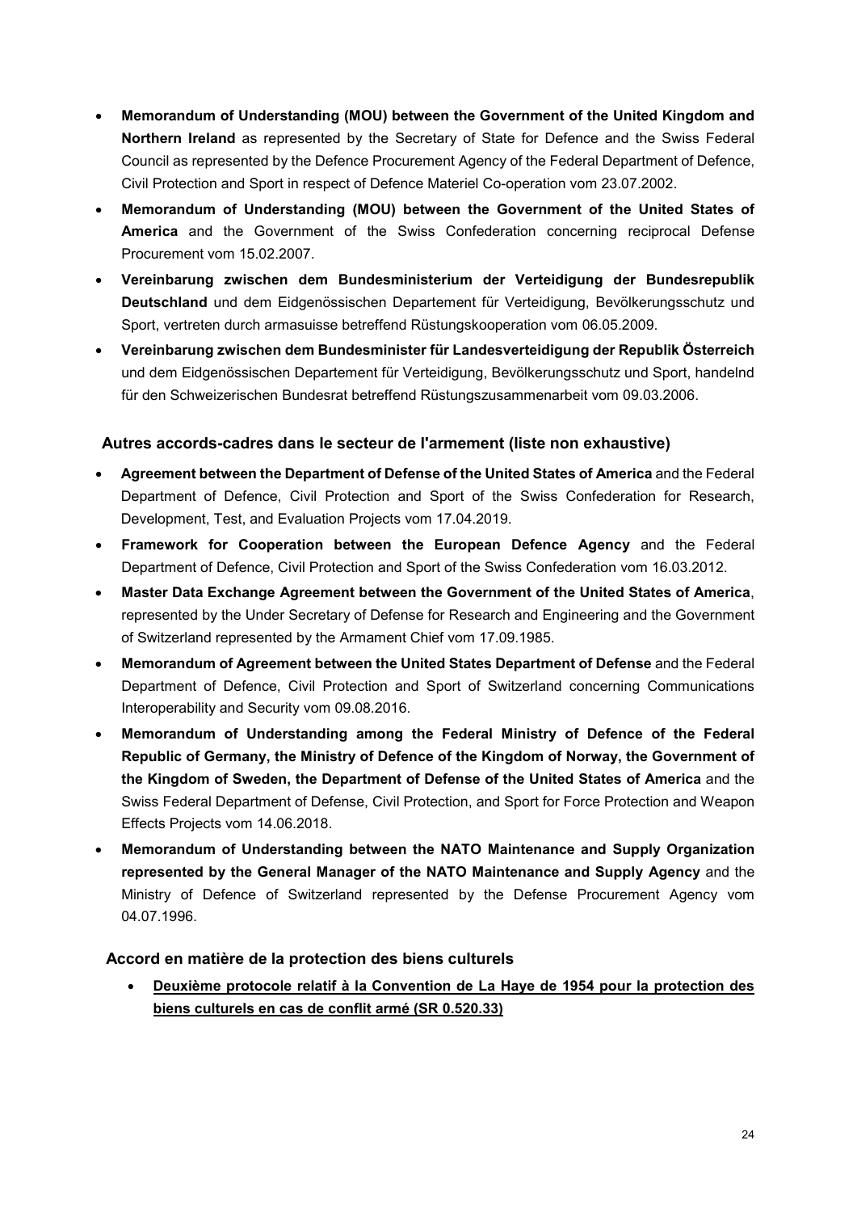- **Memorandum of Understanding (MOU) between the Government of the United Kingdom and Northern Ireland** as represented by the Secretary of State for Defence and the Swiss Federal Council as represented by the Defence Procurement Agency of the Federal Department of Defence, Civil Protection and Sport in respect of Defence Materiel Co-operation vom 23.07.2002.
- **Memorandum of Understanding (MOU) between the Government of the United States of America** and the Government of the Swiss Confederation concerning reciprocal Defense Procurement vom 15.02.2007.
- **Vereinbarung zwischen dem Bundesministerium der Verteidigung der Bundesrepublik Deutschland** und dem Eidgenössischen Departement für Verteidigung, Bevölkerungsschutz und Sport, vertreten durch armasuisse betreffend Rüstungskooperation vom 06.05.2009.
- **Vereinbarung zwischen dem Bundesminister für Landesverteidigung der Republik Österreich** und dem Eidgenössischen Departement für Verteidigung, Bevölkerungsschutz und Sport, handelnd für den Schweizerischen Bundesrat betreffend Rüstungszusammenarbeit vom 09.03.2006.

### Autres accords-cadres dans le secteur de l'armement (liste non exhaustive)

- **Agreement between the Department of Defense of the United States of America** and the Federal Department of Defence, Civil Protection and Sport of the Swiss Confederation for Research, Development, Test, and Evaluation Projects vom 17.04.2019.
- **Framework for Cooperation between the European Defence Agency** and the Federal Department of Defence, Civil Protection and Sport of the Swiss Confederation vom 16.03.2012.
- **Master Data Exchange Agreement between the Government of the United States of America**, represented by the Under Secretary of Defense for Research and Engineering and the Government of Switzerland represented by the Armament Chief vom 17.09.1985.
- **Memorandum of Agreement between the United States Department of Defense** and the Federal Department of Defence, Civil Protection and Sport of Switzerland concerning Communications Interoperability and Security vom 09.08.2016.
- **Memorandum of Understanding among the Federal Ministry of Defence of the Federal Republic of Germany, the Ministry of Defence of the Kingdom of Norway, the Government of the Kingdom of Sweden, the Department of Defense of the United States of America** and the Swiss Federal Department of Defense, Civil Protection, and Sport for Force Protection and Weapon Effects Projects vom 14.06.2018.
- **Memorandum of Understanding between the NATO Maintenance and Supply Organization represented by the General Manager of the NATO Maintenance and Supply Agency** and the Ministry of Defence of Switzerland represented by the Defense Procurement Agency vom 04.07.1996.

### Accord en matière de la protection des biens culturels

- **Deuxième protocole relatif à la Convention de La Haye de 1954 pour la protection des biens culturels en cas de conflit armé (SR 0.520.33)**